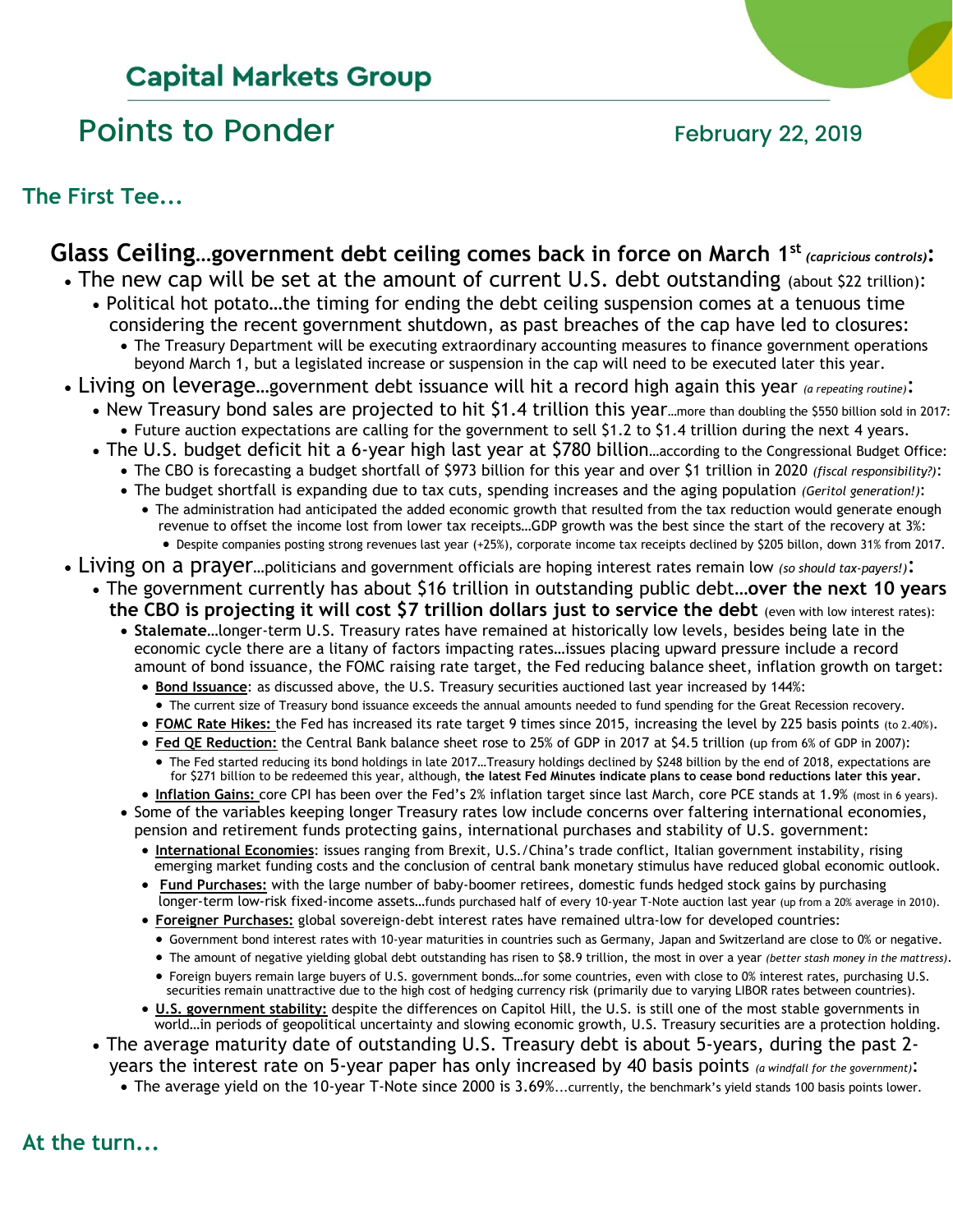## Capital Markets Group

# Points to Ponder

February 22, 2019

### The First Tee...

**Glass Ceiling…government debt ceiling comes back in force on March 1st** ***(capricious controls)*****:**

- The new cap will be set at the amount of current U.S. debt outstanding (about $22 trillion):
  - Political hot potato…the timing for ending the debt ceiling suspension comes at a tenuous time considering the recent government shutdown, as past breaches of the cap have led to closures:
    - The Treasury Department will be executing extraordinary accounting measures to finance government operations beyond March 1, but a legislated increase or suspension in the cap will need to be executed later this year.
- Living on leverage…government debt issuance will hit a record high again this year *(a repeating routine)*:
  - New Treasury bond sales are projected to hit $1.4 trillion this year…more than doubling the $550 billion sold in 2017:
    - Future auction expectations are calling for the government to sell $1.2 to $1.4 trillion during the next 4 years.
  - The U.S. budget deficit hit a 6-year high last year at $780 billion…according to the Congressional Budget Office:
    - The CBO is forecasting a budget shortfall of $973 billion for this year and over $1 trillion in 2020 *(fiscal responsibility?)*:
    - The budget shortfall is expanding due to tax cuts, spending increases and the aging population *(Geritol generation!)*:
      - The administration had anticipated the added economic growth that resulted from the tax reduction would generate enough revenue to offset the income lost from lower tax receipts…GDP growth was the best since the start of the recovery at 3%:
        - Despite companies posting strong revenues last year (+25%), corporate income tax receipts declined by $205 billon, down 31% from 2017.
- Living on a prayer…politicians and government officials are hoping interest rates remain low *(so should tax-payers!)*:
  - The government currently has about $16 trillion in outstanding public debt…**over the next 10 years the CBO is projecting it will cost $7 trillion dollars just to service the debt** (even with low interest rates):
    - **Stalemate**…longer-term U.S. Treasury rates have remained at historically low levels, besides being late in the economic cycle there are a litany of factors impacting rates…issues placing upward pressure include a record amount of bond issuance, the FOMC raising rate target, the Fed reducing balance sheet, inflation growth on target:
      - **Bond Issuance**: as discussed above, the U.S. Treasury securities auctioned last year increased by 144%:
        - The current size of Treasury bond issuance exceeds the annual amounts needed to fund spending for the Great Recession recovery.
      - **FOMC Rate Hikes:** the Fed has increased its rate target 9 times since 2015, increasing the level by 225 basis points (to 2.40%).
      - **Fed QE Reduction:** the Central Bank balance sheet rose to 25% of GDP in 2017 at $4.5 trillion (up from 6% of GDP in 2007):
        - The Fed started reducing its bond holdings in late 2017…Treasury holdings declined by $248 billion by the end of 2018, expectations are for $271 billion to be redeemed this year, although, **the latest Fed Minutes indicate plans to cease bond reductions later this year.**
      - **Inflation Gains:** core CPI has been over the Fed's 2% inflation target since last March, core PCE stands at 1.9% (most in 6 years).
    - Some of the variables keeping longer Treasury rates low include concerns over faltering international economies, pension and retirement funds protecting gains, international purchases and stability of U.S. government:
      - **International Economies**: issues ranging from Brexit, U.S./China's trade conflict, Italian government instability, rising emerging market funding costs and the conclusion of central bank monetary stimulus have reduced global economic outlook.
      - **Fund Purchases:** with the large number of baby-boomer retirees, domestic funds hedged stock gains by purchasing longer-term low-risk fixed-income assets…funds purchased half of every 10-year T-Note auction last year (up from a 20% average in 2010).
      - **Foreigner Purchases:** global sovereign-debt interest rates have remained ultra-low for developed countries:
        - Government bond interest rates with 10-year maturities in countries such as Germany, Japan and Switzerland are close to 0% or negative.
        - The amount of negative yielding global debt outstanding has risen to $8.9 trillion, the most in over a year *(better stash money in the mattress)*.
        - Foreign buyers remain large buyers of U.S. government bonds…for some countries, even with close to 0% interest rates, purchasing U.S. securities remain unattractive due to the high cost of hedging currency risk (primarily due to varying LIBOR rates between countries).
      - **U.S. government stability:** despite the differences on Capitol Hill, the U.S. is still one of the most stable governments in world…in periods of geopolitical uncertainty and slowing economic growth, U.S. Treasury securities are a protection holding.
  - The average maturity date of outstanding U.S. Treasury debt is about 5-years, during the past 2-years the interest rate on 5-year paper has only increased by 40 basis points *(a windfall for the government)*:
    - The average yield on the 10-year T-Note since 2000 is 3.69%...currently, the benchmark's yield stands 100 basis points lower.

### At the turn...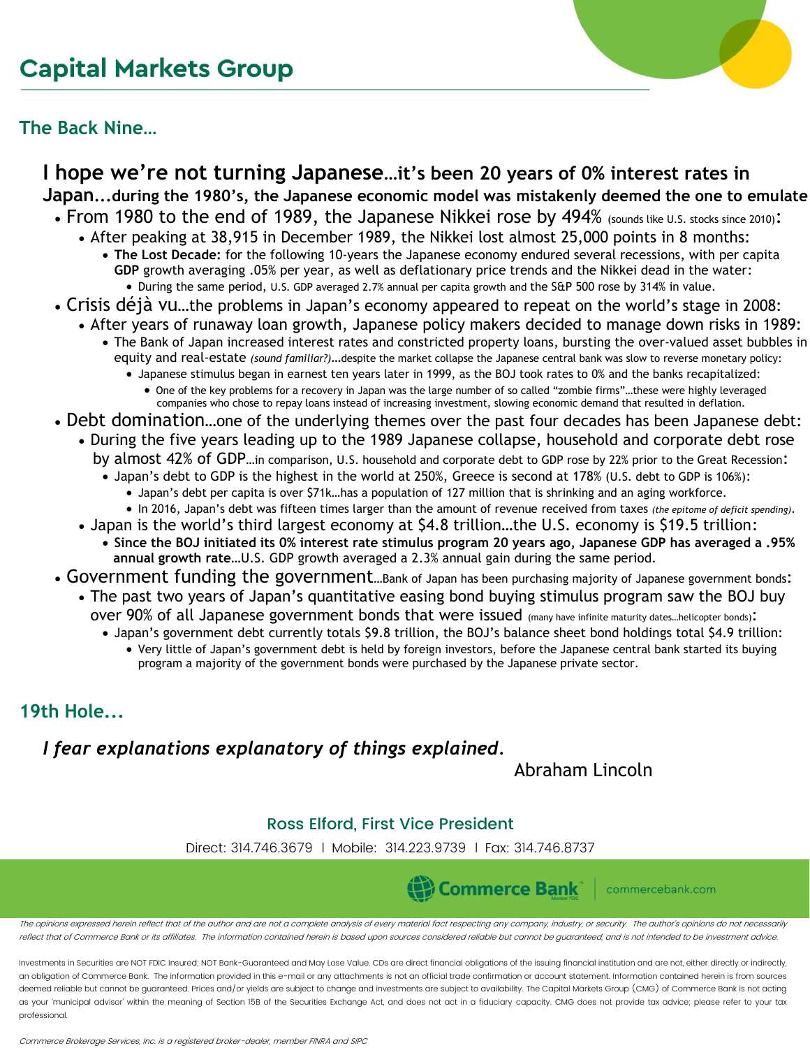## Capital Markets Group

### The Back Nine…

**I hope we're not turning Japanese…it's been 20 years of 0% interest rates in Japan...during the 1980's, the Japanese economic model was mistakenly deemed the one to emulate**

- From 1980 to the end of 1989, the Japanese Nikkei rose by 494% (sounds like U.S. stocks since 2010):
  - After peaking at 38,915 in December 1989, the Nikkei lost almost 25,000 points in 8 months:
    - **The Lost Decade:** for the following 10-years the Japanese economy endured several recessions, with per capita **GDP** growth averaging .05% per year, as well as deflationary price trends and the Nikkei dead in the water:
      - During the same period, U.S. GDP averaged 2.7% annual per capita growth and the S&P 500 rose by 314% in value.
- Crisis déjà vu…the problems in Japan's economy appeared to repeat on the world's stage in 2008:
  - After years of runaway loan growth, Japanese policy makers decided to manage down risks in 1989:
    - The Bank of Japan increased interest rates and constricted property loans, bursting the over-valued asset bubbles in equity and real-estate *(sound familiar?)*…despite the market collapse the Japanese central bank was slow to reverse monetary policy:
      - Japanese stimulus began in earnest ten years later in 1999, as the BOJ took rates to 0% and the banks recapitalized:
        - One of the key problems for a recovery in Japan was the large number of so called "zombie firms"…these were highly leveraged companies who chose to repay loans instead of increasing investment, slowing economic demand that resulted in deflation.
- Debt domination…one of the underlying themes over the past four decades has been Japanese debt:
  - During the five years leading up to the 1989 Japanese collapse, household and corporate debt rose by almost 42% of GDP…in comparison, U.S. household and corporate debt to GDP rose by 22% prior to the Great Recession:
    - Japan's debt to GDP is the highest in the world at 250%, Greece is second at 178% (U.S. debt to GDP is 106%):
      - Japan's debt per capita is over $71k…has a population of 127 million that is shrinking and an aging workforce.
      - In 2016, Japan's debt was fifteen times larger than the amount of revenue received from taxes *(the epitome of deficit spending)*.
  - Japan is the world's third largest economy at $4.8 trillion…the U.S. economy is $19.5 trillion:
    - **Since the BOJ initiated its 0% interest rate stimulus program 20 years ago, Japanese GDP has averaged a .95% annual growth rate**…U.S. GDP growth averaged a 2.3% annual gain during the same period.
- Government funding the government…Bank of Japan has been purchasing majority of Japanese government bonds:
  - The past two years of Japan's quantitative easing bond buying stimulus program saw the BOJ buy over 90% of all Japanese government bonds that were issued (many have infinite maturity dates…helicopter bonds):
    - Japan's government debt currently totals $9.8 trillion, the BOJ's balance sheet bond holdings total $4.9 trillion:
      - Very little of Japan's government debt is held by foreign investors, before the Japanese central bank started its buying program a majority of the government bonds were purchased by the Japanese private sector.

### 19th Hole...

***I fear explanations explanatory of things explained.***

Abraham Lincoln

**Ross Elford, First Vice President**

Direct: 314.746.3679 | Mobile: 314.223.9739 | Fax: 314.746.8737

Commerce Bank | commercebank.com

*The opinions expressed herein reflect that of the author and are not a complete analysis of every material fact respecting any company, industry, or security. The author's opinions do not necessarily reflect that of Commerce Bank or its affiliates. The information contained herein is based upon sources considered reliable but cannot be guaranteed, and is not intended to be investment advice.*

Investments in Securities are NOT FDIC Insured; NOT Bank-Guaranteed and May Lose Value. CDs are direct financial obligations of the issuing financial institution and are not, either directly or indirectly, an obligation of Commerce Bank. The information provided in this e-mail or any attachments is not an official trade confirmation or account statement. Information contained herein is from sources deemed reliable but cannot be guaranteed. Prices and/or yields are subject to change and investments are subject to availability. The Capital Markets Group (CMG) of Commerce Bank is not acting as your 'municipal advisor' within the meaning of Section 15B of the Securities Exchange Act, and does not act in a fiduciary capacity. CMG does not provide tax advice; please refer to your tax professional.

*Commerce Brokerage Services, Inc. is a registered broker-dealer, member FINRA and SIPC*